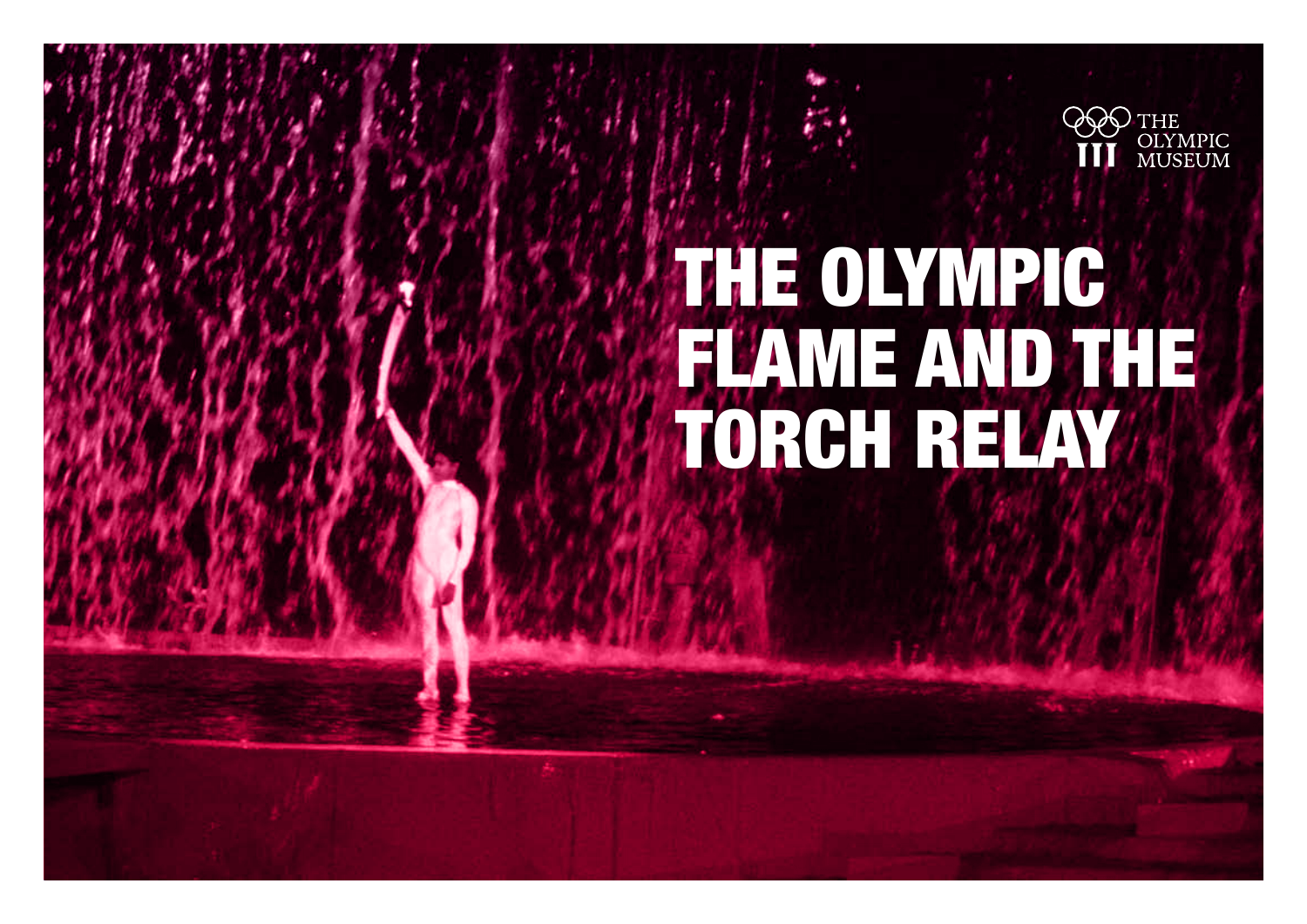THE OLYMPIC MUSEUM

# THE OLYMPIC FLAME AND THE TORCH RELAY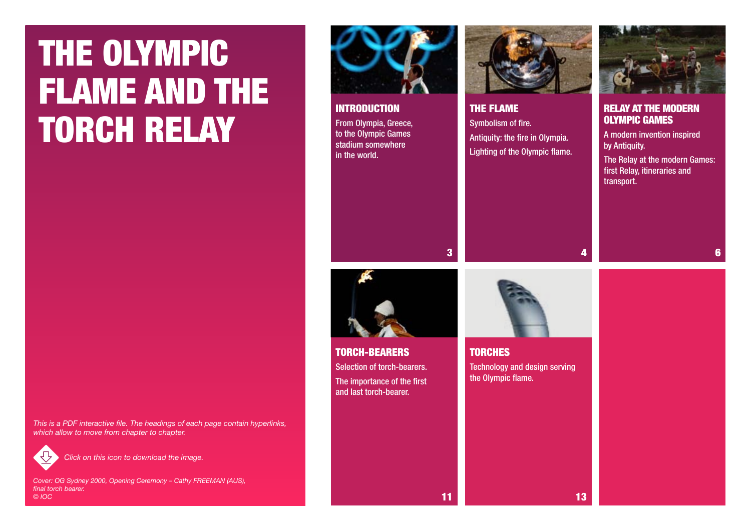# THE OLYMPIC FLAME AND THE TORCH RELAY

## INTRODUCTION

From Olympia, Greece, to the Olympic Games stadium somewhere in the world.

3

## THE FLAME

Symbolism of fire.

Antiquity: the fire in Olympia.

Lighting of the Olympic flame.

4

## RELAY AT THE MODERN OLYMPIC GAMES

A modern invention inspired by Antiquity.

The Relay at the modern Games: first Relay, itineraries and transport.

6

## TORCH-BEARERS

Selection of torch-bearers.

The importance of the first and last torch-bearer.

11

## TORCHES

Technology and design serving the Olympic flame.

13

*This is a PDF interactive file. The headings of each page contain hyperlinks, which allow to move from chapter to chapter.*

*Click on this icon to download the image.*

*Cover: OG Sydney 2000, Opening Ceremony – Cathy FREEMAN (AUS), final torch bearer.*
*© IOC*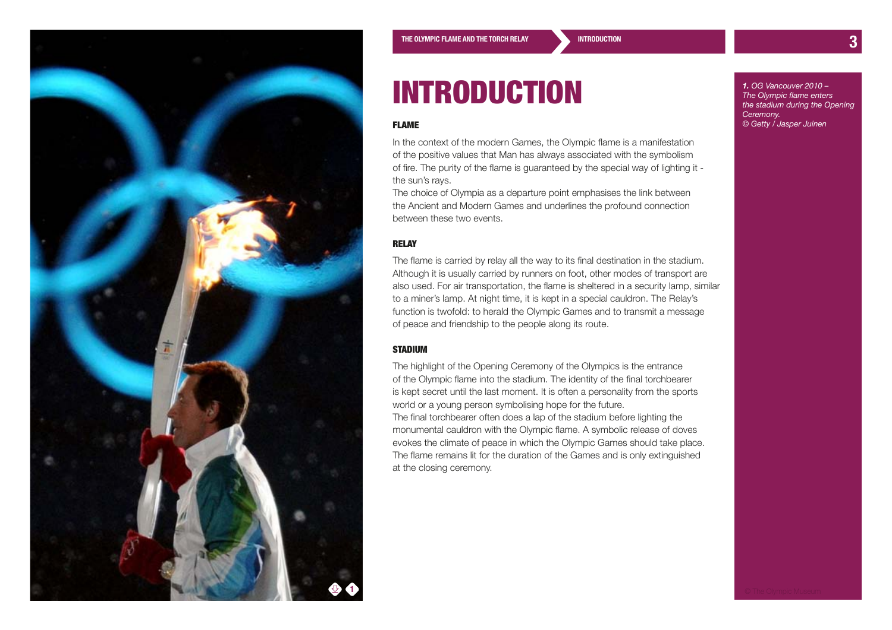# INTRODUCTION

### FLAME

In the context of the modern Games, the Olympic flame is a manifestation of the positive values that Man has always associated with the symbolism of fire. The purity of the flame is guaranteed by the special way of lighting it - the sun's rays.

The choice of Olympia as a departure point emphasises the link between the Ancient and Modern Games and underlines the profound connection between these two events.

### RELAY

The flame is carried by relay all the way to its final destination in the stadium. Although it is usually carried by runners on foot, other modes of transport are also used. For air transportation, the flame is sheltered in a security lamp, similar to a miner's lamp. At night time, it is kept in a special cauldron. The Relay's function is twofold: to herald the Olympic Games and to transmit a message of peace and friendship to the people along its route.

### STADIUM

The highlight of the Opening Ceremony of the Olympics is the entrance of the Olympic flame into the stadium. The identity of the final torchbearer is kept secret until the last moment. It is often a personality from the sports world or a young person symbolising hope for the future.

The final torchbearer often does a lap of the stadium before lighting the monumental cauldron with the Olympic flame. A symbolic release of doves evokes the climate of peace in which the Olympic Games should take place. The flame remains lit for the duration of the Games and is only extinguished at the closing ceremony.

***1.** OG Vancouver 2010 – The Olympic flame enters the stadium during the Opening Ceremony. © Getty / Jasper Juinen*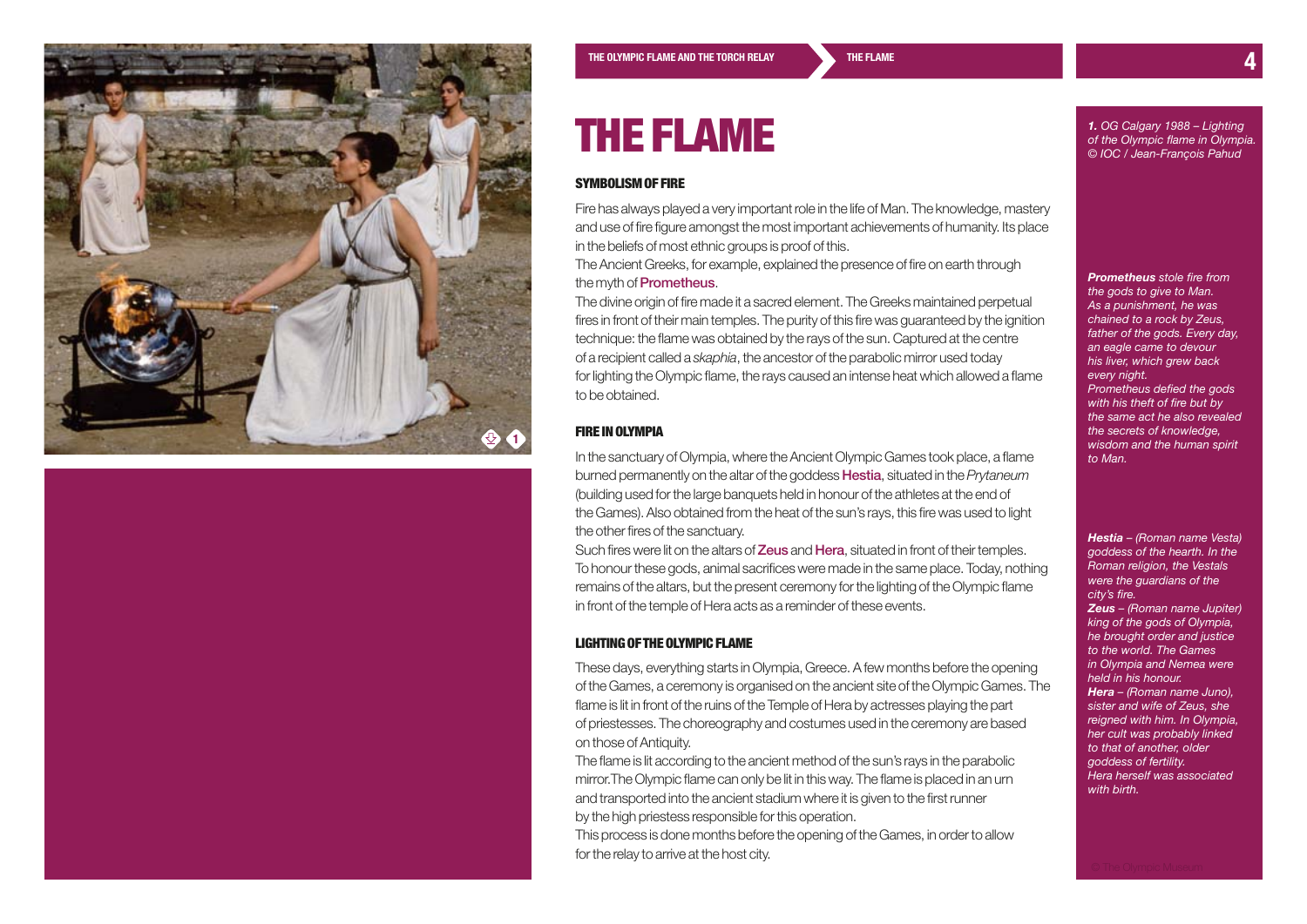# THE FLAME

## SYMBOLISM OF FIRE

Fire has always played a very important role in the life of Man. The knowledge, mastery and use of fire figure amongst the most important achievements of humanity. Its place in the beliefs of most ethnic groups is proof of this.

The Ancient Greeks, for example, explained the presence of fire on earth through the myth of Prometheus.

The divine origin of fire made it a sacred element. The Greeks maintained perpetual fires in front of their main temples. The purity of this fire was guaranteed by the ignition technique: the flame was obtained by the rays of the sun. Captured at the centre of a recipient called a *skaphia*, the ancestor of the parabolic mirror used today for lighting the Olympic flame, the rays caused an intense heat which allowed a flame to be obtained.

## FIRE IN OLYMPIA

In the sanctuary of Olympia, where the Ancient Olympic Games took place, a flame burned permanently on the altar of the goddess Hestia, situated in the *Prytaneum* (building used for the large banquets held in honour of the athletes at the end of the Games). Also obtained from the heat of the sun's rays, this fire was used to light the other fires of the sanctuary.

Such fires were lit on the altars of Zeus and Hera, situated in front of their temples. To honour these gods, animal sacrifices were made in the same place. Today, nothing remains of the altars, but the present ceremony for the lighting of the Olympic flame in front of the temple of Hera acts as a reminder of these events.

## LIGHTING OF THE OLYMPIC FLAME

These days, everything starts in Olympia, Greece. A few months before the opening of the Games, a ceremony is organised on the ancient site of the Olympic Games. The flame is lit in front of the ruins of the Temple of Hera by actresses playing the part of priestesses. The choreography and costumes used in the ceremony are based on those of Antiquity.

The flame is lit according to the ancient method of the sun's rays in the parabolic mirror. The Olympic flame can only be lit in this way. The flame is placed in an urn and transported into the ancient stadium where it is given to the first runner by the high priestess responsible for this operation.

This process is done months before the opening of the Games, in order to allow for the relay to arrive at the host city.

*__1.__ OG Calgary 1988 – Lighting of the Olympic flame in Olympia. © IOC / Jean-François Pahud*

***Prometheus** stole fire from the gods to give to Man. As a punishment, he was chained to a rock by Zeus, father of the gods. Every day, an eagle came to devour his liver, which grew back every night. Prometheus defied the gods with his theft of fire but by the same act he also revealed the secrets of knowledge, wisdom and the human spirit to Man.*

***Hestia** – (Roman name Vesta) goddess of the hearth. In the Roman religion, the Vestals were the guardians of the city's fire.*

***Zeus** – (Roman name Jupiter) king of the gods of Olympia, he brought order and justice to the world. The Games in Olympia and Nemea were held in his honour.*

***Hera** – (Roman name Juno), sister and wife of Zeus, she reigned with him. In Olympia, her cult was probably linked to that of another, older goddess of fertility. Hera herself was associated with birth.*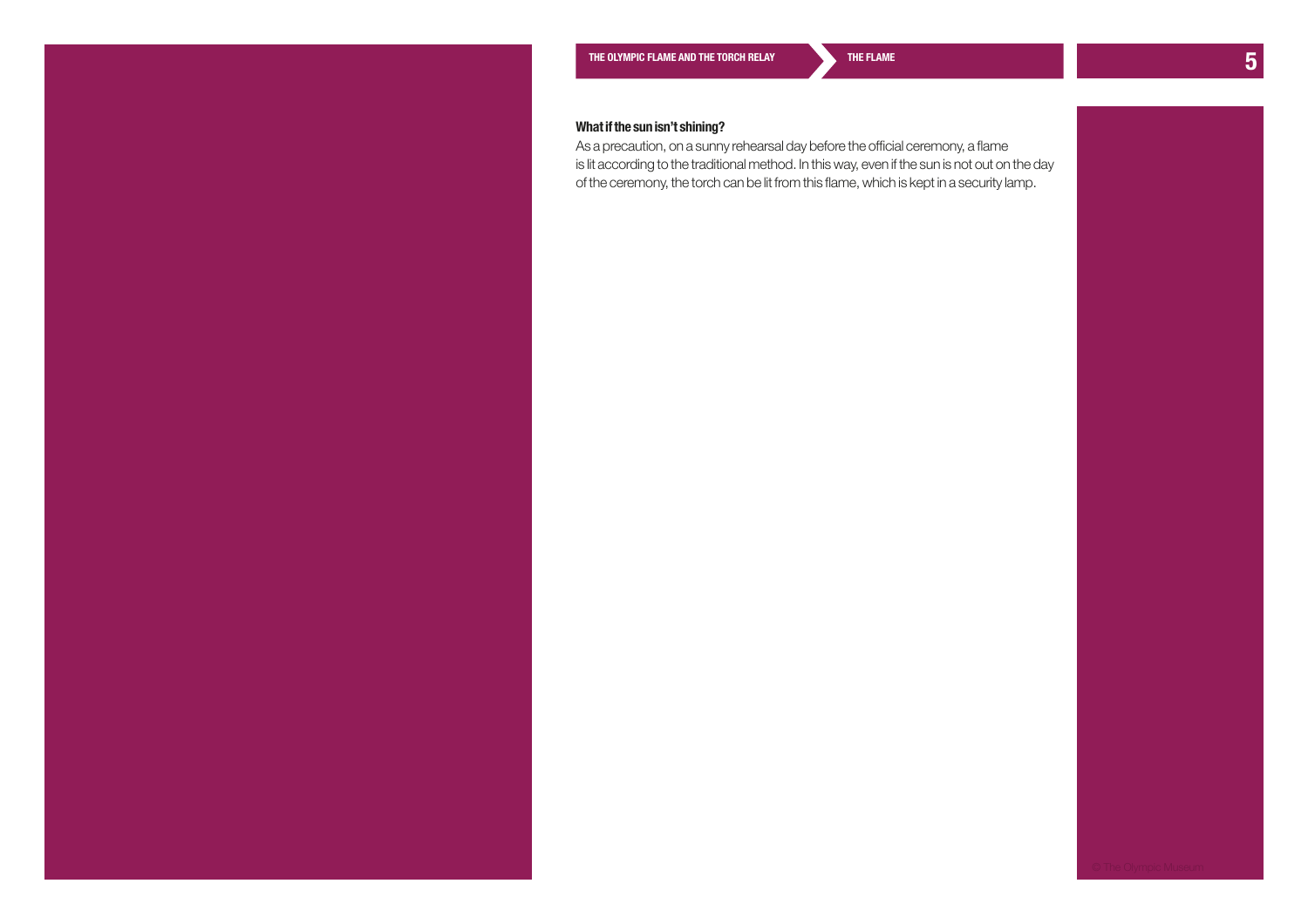### What if the sun isn't shining?

As a precaution, on a sunny rehearsal day before the official ceremony, a flame is lit according to the traditional method. In this way, even if the sun is not out on the day of the ceremony, the torch can be lit from this flame, which is kept in a security lamp.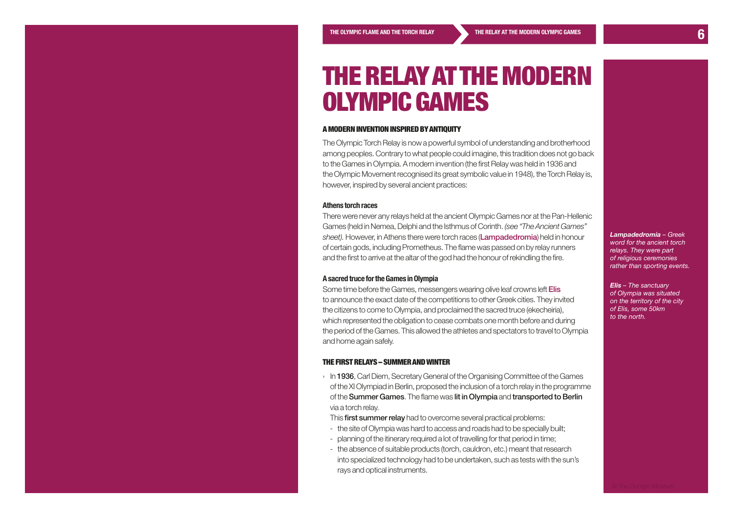# THE RELAY AT THE MODERN OLYMPIC GAMES

## A MODERN INVENTION INSPIRED BY ANTIQUITY

The Olympic Torch Relay is now a powerful symbol of understanding and brotherhood among peoples. Contrary to what people could imagine, this tradition does not go back to the Games in Olympia. A modern invention (the first Relay was held in 1936 and the Olympic Movement recognised its great symbolic value in 1948), the Torch Relay is, however, inspired by several ancient practices:

### Athens torch races

There were never any relays held at the ancient Olympic Games nor at the Pan-Hellenic Games (held in Nemea, Delphi and the Isthmus of Corinth. *(see "The Ancient Games" sheet).* However, in Athens there were torch races (**Lampadedromia**) held in honour of certain gods, including Prometheus. The flame was passed on by relay runners and the first to arrive at the altar of the god had the honour of rekindling the fire.

***Lampadedromia** – Greek word for the ancient torch relays. They were part of religious ceremonies rather than sporting events.*

### A sacred truce for the Games in Olympia

Some time before the Games, messengers wearing olive leaf crowns left **Elis** to announce the exact date of the competitions to other Greek cities. They invited the citizens to come to Olympia, and proclaimed the sacred truce (ekecheiria), which represented the obligation to cease combats one month before and during the period of the Games. This allowed the athletes and spectators to travel to Olympia and home again safely.

***Elis** – The sanctuary of Olympia was situated on the territory of the city of Elis, some 50km to the north.*

## THE FIRST RELAYS – SUMMER AND WINTER

› In **1936**, Carl Diem, Secretary General of the Organising Committee of the Games of the XI Olympiad in Berlin, proposed the inclusion of a torch relay in the programme of the **Summer Games**. The flame was **lit in Olympia** and **transported to Berlin** via a torch relay.

This **first summer relay** had to overcome several practical problems:

- the site of Olympia was hard to access and roads had to be specially built;
- planning of the itinerary required a lot of travelling for that period in time;
- the absence of suitable products (torch, cauldron, etc.) meant that research into specialized technology had to be undertaken, such as tests with the sun's rays and optical instruments.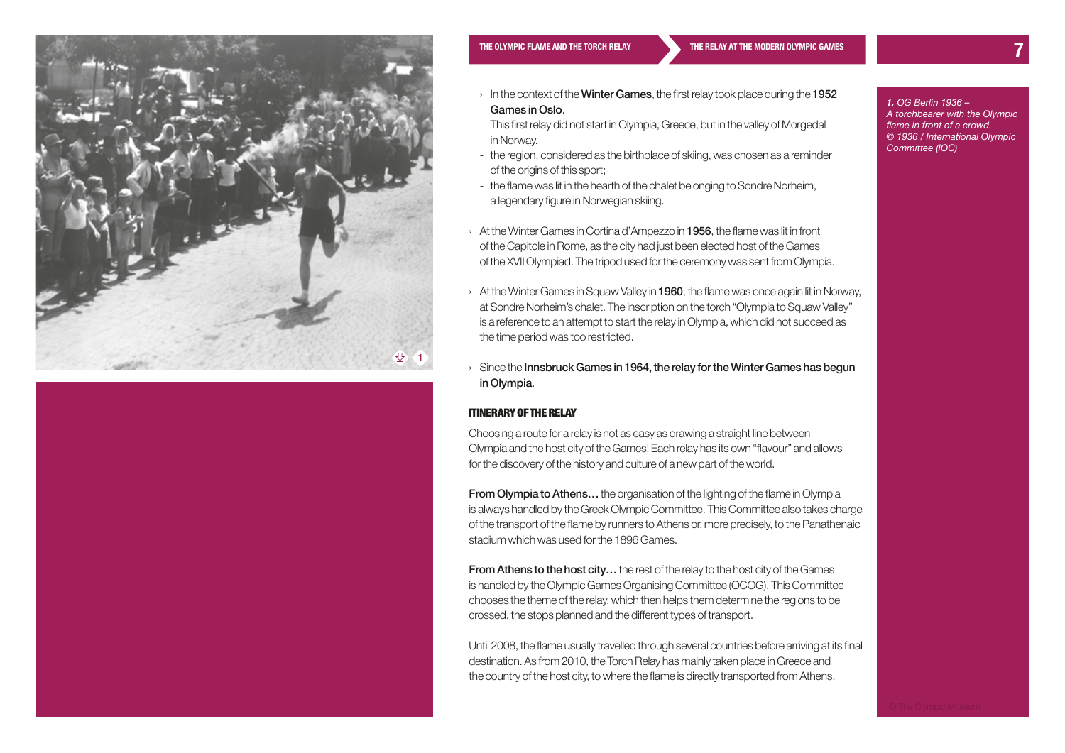- In the context of the **Winter Games**, the first relay took place during the **1952 Games in Oslo**.
  This first relay did not start in Olympia, Greece, but in the valley of Morgedal in Norway.
  - the region, considered as the birthplace of skiing, was chosen as a reminder of the origins of this sport;
  - the flame was lit in the hearth of the chalet belonging to Sondre Norheim, a legendary figure in Norwegian skiing.
- At the Winter Games in Cortina d'Ampezzo in **1956**, the flame was lit in front of the Capitole in Rome, as the city had just been elected host of the Games of the XVII Olympiad. The tripod used for the ceremony was sent from Olympia.
- At the Winter Games in Squaw Valley in **1960**, the flame was once again lit in Norway, at Sondre Norheim's chalet. The inscription on the torch "Olympia to Squaw Valley" is a reference to an attempt to start the relay in Olympia, which did not succeed as the time period was too restricted.
- Since the **Innsbruck Games in 1964, the relay for the Winter Games has begun in Olympia**.

## ITINERARY OF THE RELAY

Choosing a route for a relay is not as easy as drawing a straight line between Olympia and the host city of the Games! Each relay has its own "flavour" and allows for the discovery of the history and culture of a new part of the world.

**From Olympia to Athens…** the organisation of the lighting of the flame in Olympia is always handled by the Greek Olympic Committee. This Committee also takes charge of the transport of the flame by runners to Athens or, more precisely, to the Panathenaic stadium which was used for the 1896 Games.

**From Athens to the host city…** the rest of the relay to the host city of the Games is handled by the Olympic Games Organising Committee (OCOG). This Committee chooses the theme of the relay, which then helps them determine the regions to be crossed, the stops planned and the different types of transport.

Until 2008, the flame usually travelled through several countries before arriving at its final destination. As from 2010, the Torch Relay has mainly taken place in Greece and the country of the host city, to where the flame is directly transported from Athens.

*1. OG Berlin 1936 – A torchbearer with the Olympic flame in front of a crowd. © 1936 / International Olympic Committee (IOC)*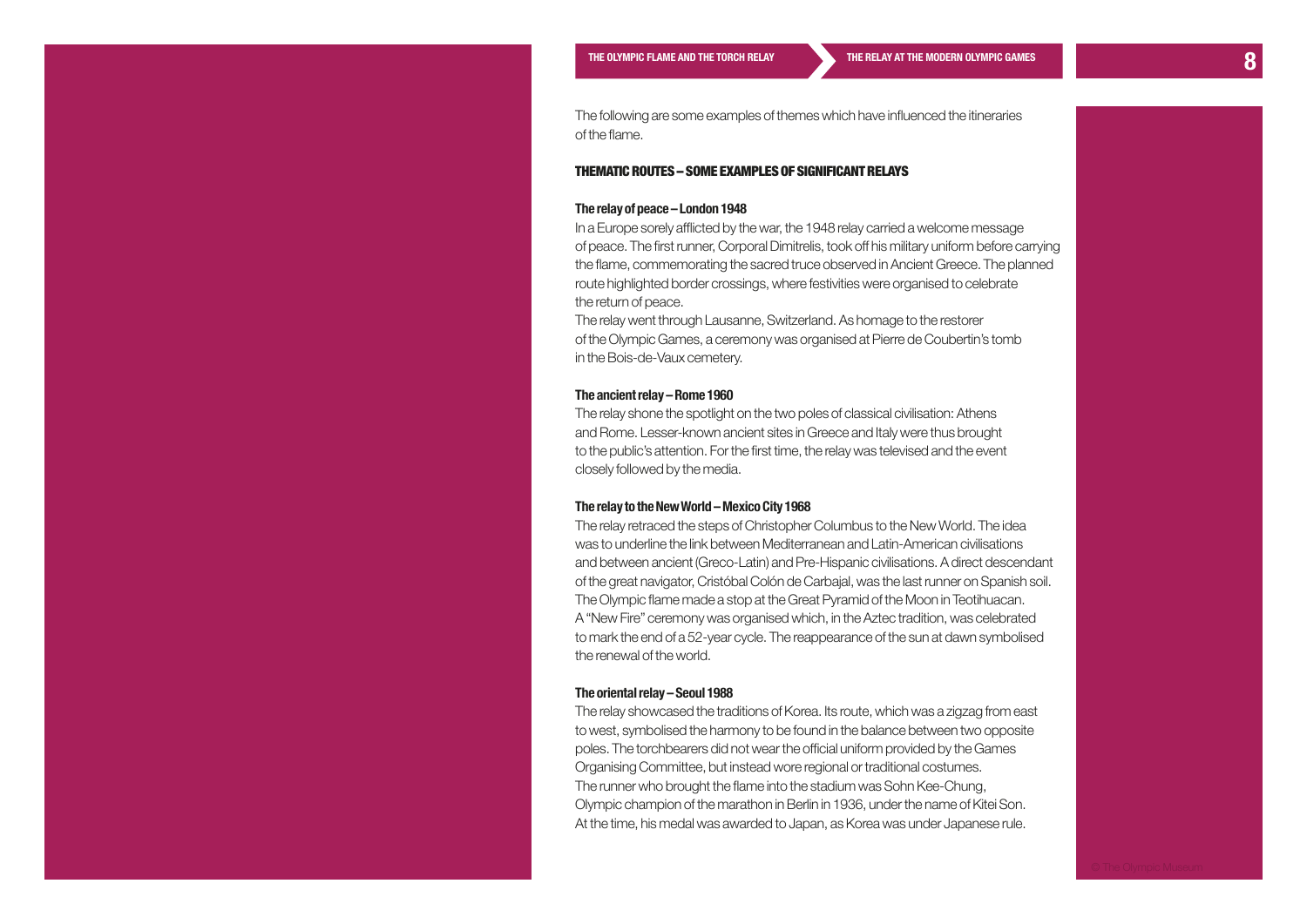The following are some examples of themes which have influenced the itineraries of the flame.

## THEMATIC ROUTES – SOME EXAMPLES OF SIGNIFICANT RELAYS

### The relay of peace – London 1948

In a Europe sorely afflicted by the war, the 1948 relay carried a welcome message of peace. The first runner, Corporal Dimitrelis, took off his military uniform before carrying the flame, commemorating the sacred truce observed in Ancient Greece. The planned route highlighted border crossings, where festivities were organised to celebrate the return of peace.

The relay went through Lausanne, Switzerland. As homage to the restorer of the Olympic Games, a ceremony was organised at Pierre de Coubertin's tomb in the Bois-de-Vaux cemetery.

### The ancient relay – Rome 1960

The relay shone the spotlight on the two poles of classical civilisation: Athens and Rome. Lesser-known ancient sites in Greece and Italy were thus brought to the public's attention. For the first time, the relay was televised and the event closely followed by the media.

### The relay to the New World – Mexico City 1968

The relay retraced the steps of Christopher Columbus to the New World. The idea was to underline the link between Mediterranean and Latin-American civilisations and between ancient (Greco-Latin) and Pre-Hispanic civilisations. A direct descendant of the great navigator, Cristóbal Colón de Carbajal, was the last runner on Spanish soil. The Olympic flame made a stop at the Great Pyramid of the Moon in Teotihuacan. A "New Fire" ceremony was organised which, in the Aztec tradition, was celebrated to mark the end of a 52-year cycle. The reappearance of the sun at dawn symbolised the renewal of the world.

### The oriental relay – Seoul 1988

The relay showcased the traditions of Korea. Its route, which was a zigzag from east to west, symbolised the harmony to be found in the balance between two opposite poles. The torchbearers did not wear the official uniform provided by the Games Organising Committee, but instead wore regional or traditional costumes. The runner who brought the flame into the stadium was Sohn Kee-Chung, Olympic champion of the marathon in Berlin in 1936, under the name of Kitei Son. At the time, his medal was awarded to Japan, as Korea was under Japanese rule.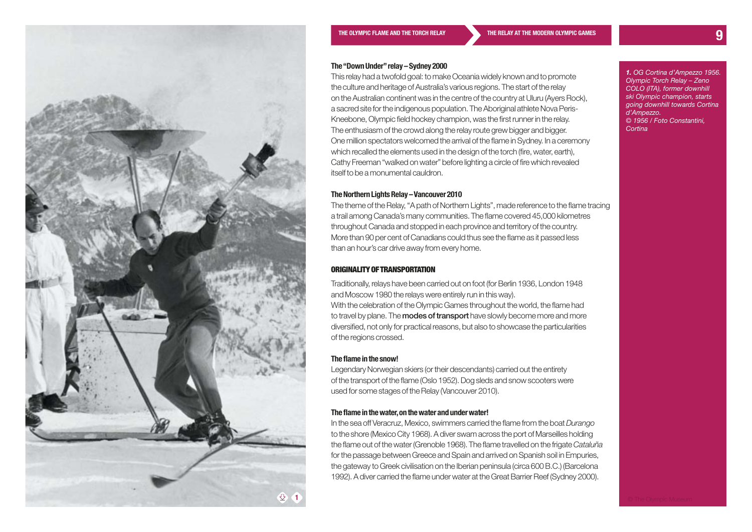### The "Down Under" relay – Sydney 2000

This relay had a twofold goal: to make Oceania widely known and to promote the culture and heritage of Australia's various regions. The start of the relay on the Australian continent was in the centre of the country at Uluru (Ayers Rock), a sacred site for the indigenous population. The Aboriginal athlete Nova Peris-Kneebone, Olympic field hockey champion, was the first runner in the relay. The enthusiasm of the crowd along the relay route grew bigger and bigger. One million spectators welcomed the arrival of the flame in Sydney. In a ceremony which recalled the elements used in the design of the torch (fire, water, earth), Cathy Freeman "walked on water" before lighting a circle of fire which revealed itself to be a monumental cauldron.

### The Northern Lights Relay – Vancouver 2010

The theme of the Relay, "A path of Northern Lights", made reference to the flame tracing a trail among Canada's many communities. The flame covered 45,000 kilometres throughout Canada and stopped in each province and territory of the country. More than 90 per cent of Canadians could thus see the flame as it passed less than an hour's car drive away from every home.

## ORIGINALITY OF TRANSPORTATION

Traditionally, relays have been carried out on foot (for Berlin 1936, London 1948 and Moscow 1980 the relays were entirely run in this way).
With the celebration of the Olympic Games throughout the world, the flame had to travel by plane. The **modes of transport** have slowly become more and more diversified, not only for practical reasons, but also to showcase the particularities of the regions crossed.

### The flame in the snow!

Legendary Norwegian skiers (or their descendants) carried out the entirety of the transport of the flame (Oslo 1952). Dog sleds and snow scooters were used for some stages of the Relay (Vancouver 2010).

### The flame in the water, on the water and under water!

In the sea off Veracruz, Mexico, swimmers carried the flame from the boat *Durango* to the shore (Mexico City 1968). A diver swam across the port of Marseilles holding the flame out of the water (Grenoble 1968). The flame travelled on the frigate *Cataluña* for the passage between Greece and Spain and arrived on Spanish soil in Empuries, the gateway to Greek civilisation on the Iberian peninsula (circa 600 B.C.) (Barcelona 1992). A diver carried the flame under water at the Great Barrier Reef (Sydney 2000).

*1. OG Cortina d'Ampezzo 1956. Olympic Torch Relay – Zeno COLO (ITA), former downhill ski Olympic champion, starts going downhill towards Cortina d'Ampezzo.*
*© 1956 / Foto Constantini, Cortina*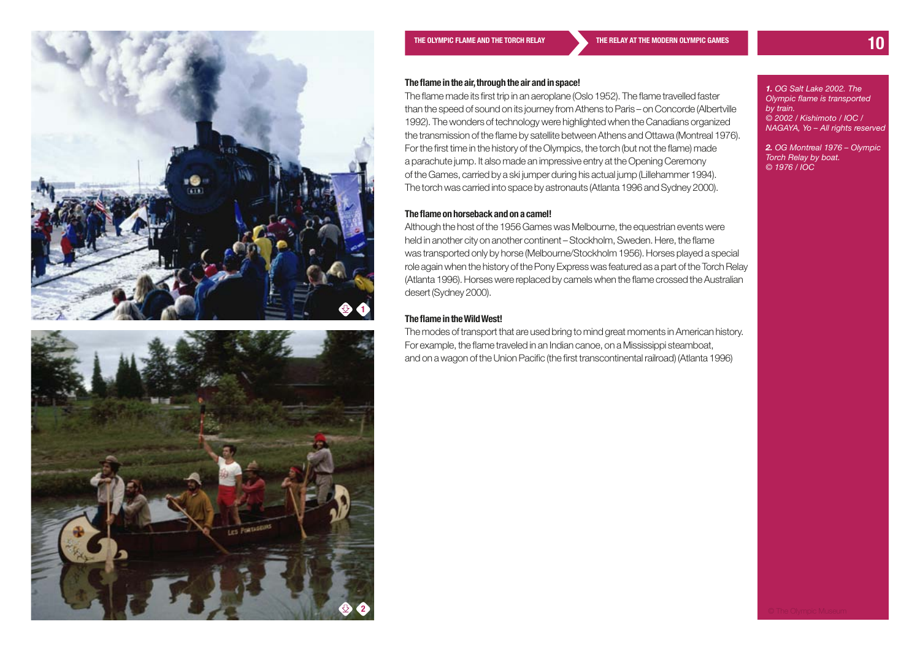### The flame in the air, through the air and in space!

The flame made its first trip in an aeroplane (Oslo 1952). The flame travelled faster than the speed of sound on its journey from Athens to Paris – on Concorde (Albertville 1992). The wonders of technology were highlighted when the Canadians organized the transmission of the flame by satellite between Athens and Ottawa (Montreal 1976). For the first time in the history of the Olympics, the torch (but not the flame) made a parachute jump. It also made an impressive entry at the Opening Ceremony of the Games, carried by a ski jumper during his actual jump (Lillehammer 1994). The torch was carried into space by astronauts (Atlanta 1996 and Sydney 2000).

### The flame on horseback and on a camel!

Although the host of the 1956 Games was Melbourne, the equestrian events were held in another city on another continent – Stockholm, Sweden. Here, the flame was transported only by horse (Melbourne/Stockholm 1956). Horses played a special role again when the history of the Pony Express was featured as a part of the Torch Relay (Atlanta 1996). Horses were replaced by camels when the flame crossed the Australian desert (Sydney 2000).

### The flame in the Wild West!

The modes of transport that are used bring to mind great moments in American history. For example, the flame traveled in an Indian canoe, on a Mississippi steamboat, and on a wagon of the Union Pacific (the first transcontinental railroad) (Atlanta 1996)

*1. OG Salt Lake 2002. The Olympic flame is transported by train.*
*© 2002 / Kishimoto / IOC / NAGAYA, Yo – All rights reserved*

*2. OG Montreal 1976 – Olympic Torch Relay by boat.*
*© 1976 / IOC*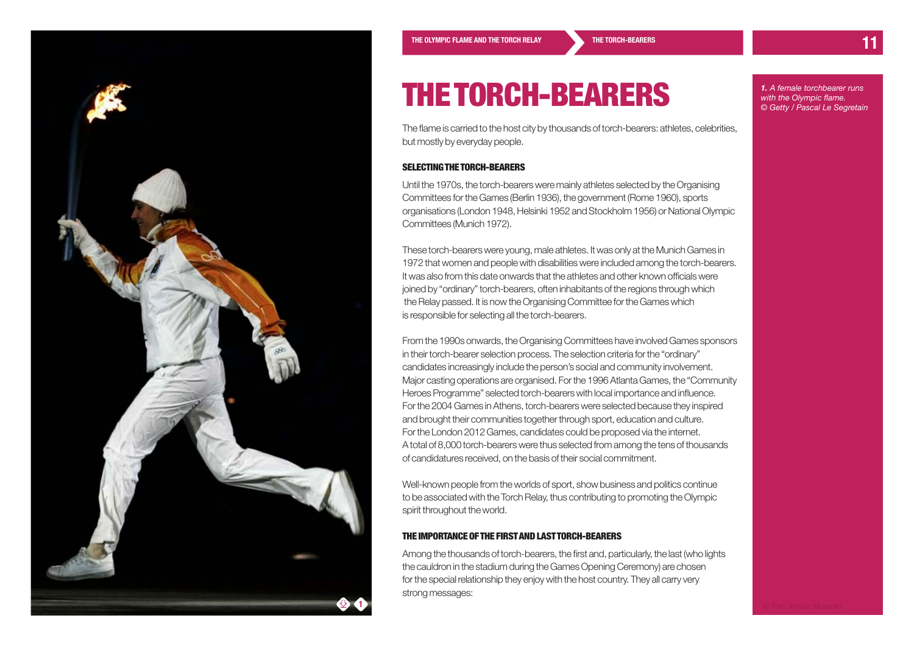# THE TORCH-BEARERS

The flame is carried to the host city by thousands of torch-bearers: athletes, celebrities, but mostly by everyday people.

### SELECTING THE TORCH-BEARERS

Until the 1970s, the torch-bearers were mainly athletes selected by the Organising Committees for the Games (Berlin 1936), the government (Rome 1960), sports organisations (London 1948, Helsinki 1952 and Stockholm 1956) or National Olympic Committees (Munich 1972).

These torch-bearers were young, male athletes. It was only at the Munich Games in 1972 that women and people with disabilities were included among the torch-bearers. It was also from this date onwards that the athletes and other known officials were joined by "ordinary" torch-bearers, often inhabitants of the regions through which the Relay passed. It is now the Organising Committee for the Games which is responsible for selecting all the torch-bearers.

From the 1990s onwards, the Organising Committees have involved Games sponsors in their torch-bearer selection process. The selection criteria for the "ordinary" candidates increasingly include the person's social and community involvement. Major casting operations are organised. For the 1996 Atlanta Games, the "Community Heroes Programme" selected torch-bearers with local importance and influence. For the 2004 Games in Athens, torch-bearers were selected because they inspired and brought their communities together through sport, education and culture. For the London 2012 Games, candidates could be proposed via the internet. A total of 8,000 torch-bearers were thus selected from among the tens of thousands of candidatures received, on the basis of their social commitment.

Well-known people from the worlds of sport, show business and politics continue to be associated with the Torch Relay, thus contributing to promoting the Olympic spirit throughout the world.

### THE IMPORTANCE OF THE FIRST AND LAST TORCH-BEARERS

Among the thousands of torch-bearers, the first and, particularly, the last (who lights the cauldron in the stadium during the Games Opening Ceremony) are chosen for the special relationship they enjoy with the host country. They all carry very strong messages:

***1.** A female torchbearer runs with the Olympic flame.*
*© Getty / Pascal Le Segretain*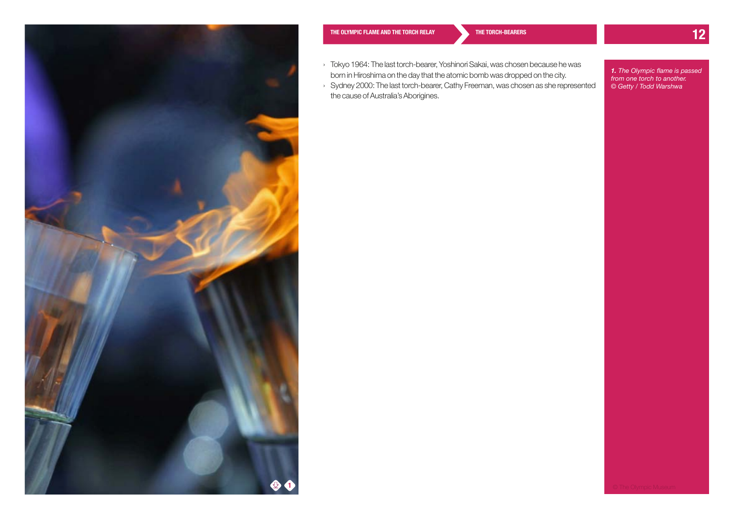- Tokyo 1964: The last torch-bearer, Yoshinori Sakai, was chosen because he was born in Hiroshima on the day that the atomic bomb was dropped on the city.
- Sydney 2000: The last torch-bearer, Cathy Freeman, was chosen as she represented the cause of Australia's Aborigines.

***1.** The Olympic flame is passed from one torch to another.*
*© Getty / Todd Warshwa*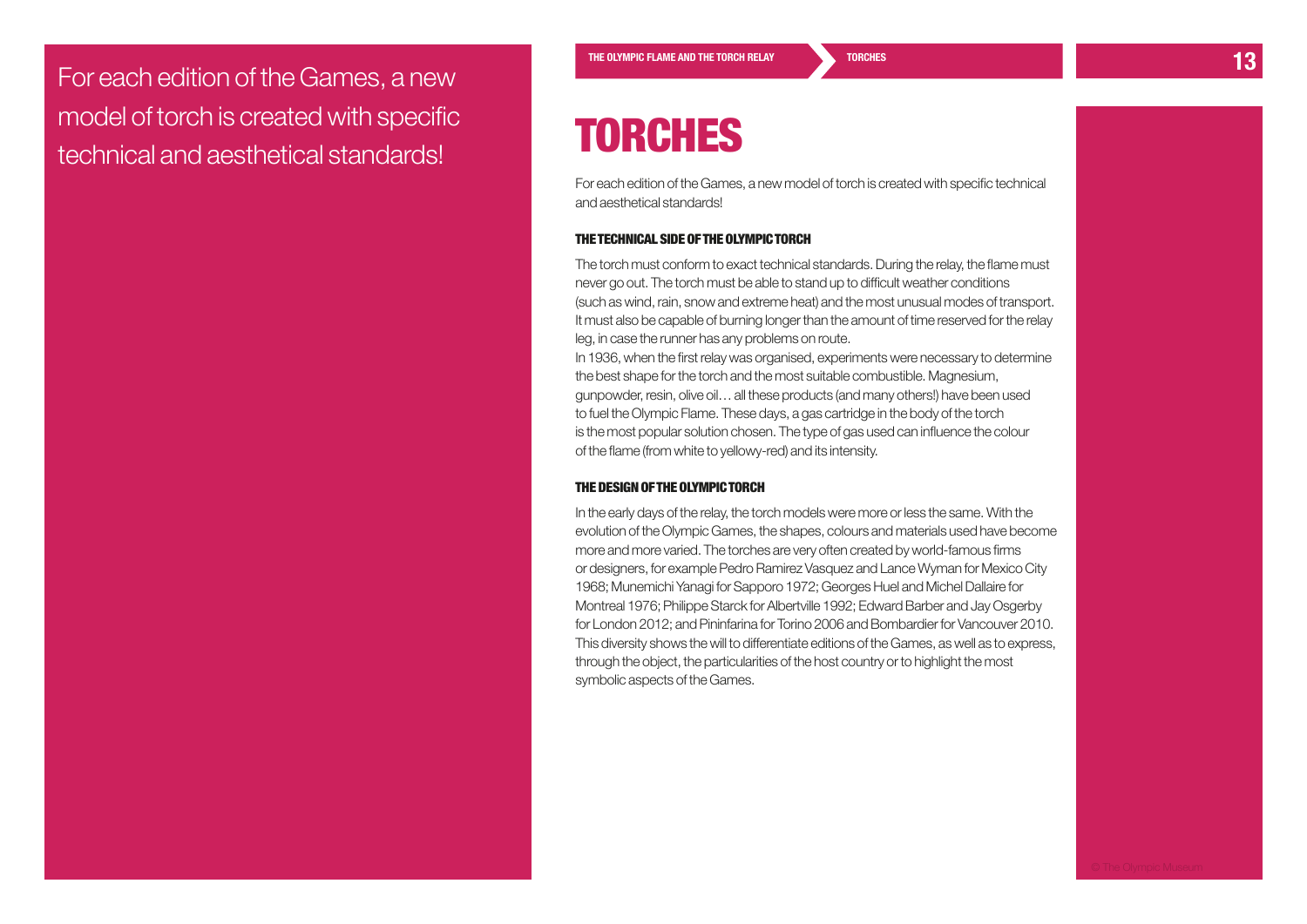For each edition of the Games, a new model of torch is created with specific technical and aesthetical standards!

# TORCHES

For each edition of the Games, a new model of torch is created with specific technical and aesthetical standards!

### THE TECHNICAL SIDE OF THE OLYMPIC TORCH

The torch must conform to exact technical standards. During the relay, the flame must never go out. The torch must be able to stand up to difficult weather conditions (such as wind, rain, snow and extreme heat) and the most unusual modes of transport. It must also be capable of burning longer than the amount of time reserved for the relay leg, in case the runner has any problems on route.

In 1936, when the first relay was organised, experiments were necessary to determine the best shape for the torch and the most suitable combustible. Magnesium, gunpowder, resin, olive oil… all these products (and many others!) have been used to fuel the Olympic Flame. These days, a gas cartridge in the body of the torch is the most popular solution chosen. The type of gas used can influence the colour of the flame (from white to yellowy-red) and its intensity.

### THE DESIGN OF THE OLYMPIC TORCH

In the early days of the relay, the torch models were more or less the same. With the evolution of the Olympic Games, the shapes, colours and materials used have become more and more varied. The torches are very often created by world-famous firms or designers, for example Pedro Ramirez Vasquez and Lance Wyman for Mexico City 1968; Munemichi Yanagi for Sapporo 1972; Georges Huel and Michel Dallaire for Montreal 1976; Philippe Starck for Albertville 1992; Edward Barber and Jay Osgerby for London 2012; and Pininfarina for Torino 2006 and Bombardier for Vancouver 2010. This diversity shows the will to differentiate editions of the Games, as well as to express, through the object, the particularities of the host country or to highlight the most symbolic aspects of the Games.

© The Olympic Museum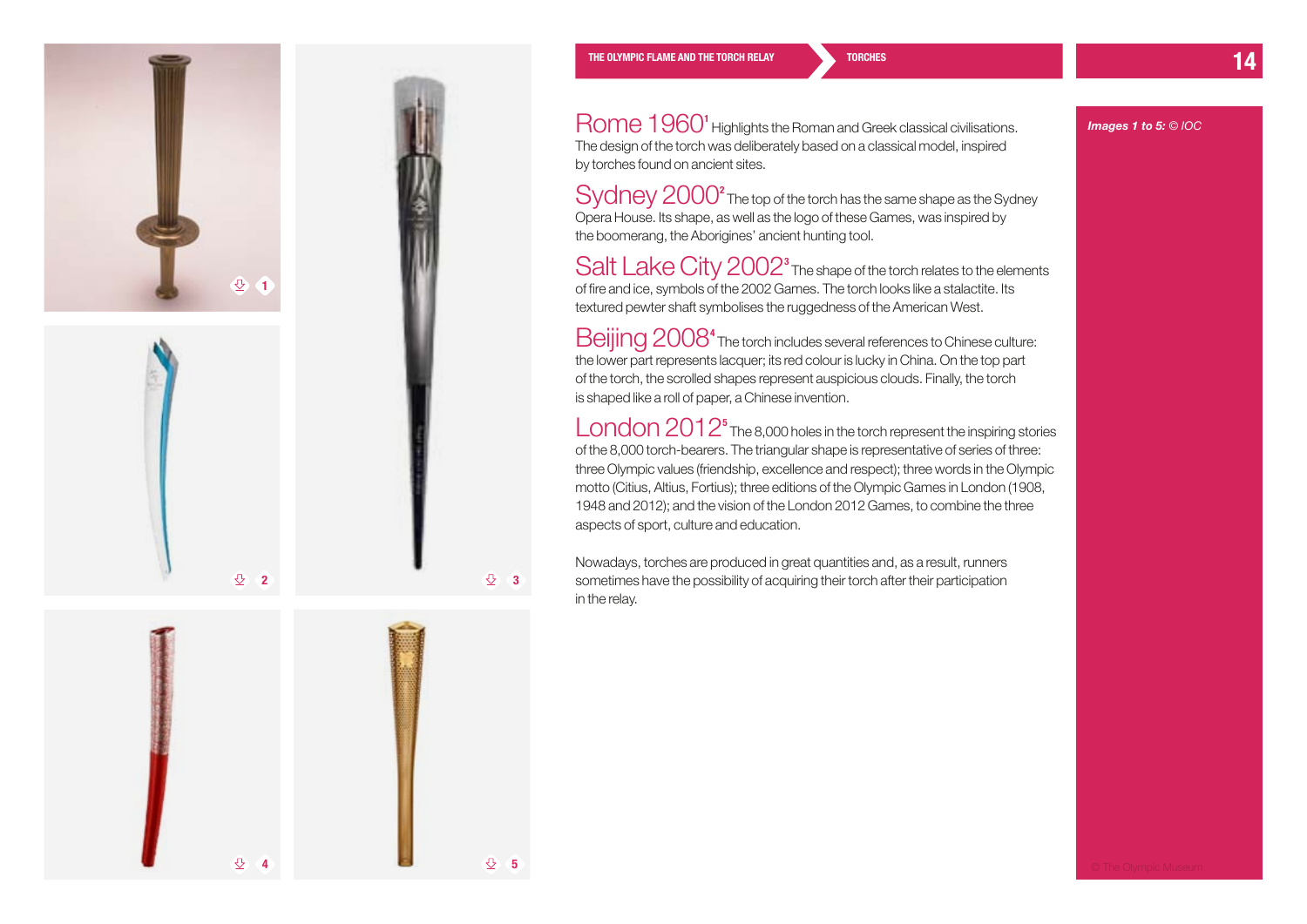**Rome 1960**[1] Highlights the Roman and Greek classical civilisations. The design of the torch was deliberately based on a classical model, inspired by torches found on ancient sites.

**Sydney 2000**[2] The top of the torch has the same shape as the Sydney Opera House. Its shape, as well as the logo of these Games, was inspired by the boomerang, the Aborigines' ancient hunting tool.

**Salt Lake City 2002**[3] The shape of the torch relates to the elements of fire and ice, symbols of the 2002 Games. The torch looks like a stalactite. Its textured pewter shaft symbolises the ruggedness of the American West.

**Beijing 2008**[4] The torch includes several references to Chinese culture: the lower part represents lacquer; its red colour is lucky in China. On the top part of the torch, the scrolled shapes represent auspicious clouds. Finally, the torch is shaped like a roll of paper, a Chinese invention.

**London 2012**[5] The 8,000 holes in the torch represent the inspiring stories of the 8,000 torch-bearers. The triangular shape is representative of series of three: three Olympic values (friendship, excellence and respect); three words in the Olympic motto (Citius, Altius, Fortius); three editions of the Olympic Games in London (1908, 1948 and 2012); and the vision of the London 2012 Games, to combine the three aspects of sport, culture and education.

Nowadays, torches are produced in great quantities and, as a result, runners sometimes have the possibility of acquiring their torch after their participation in the relay.

*Images 1 to 5: © IOC*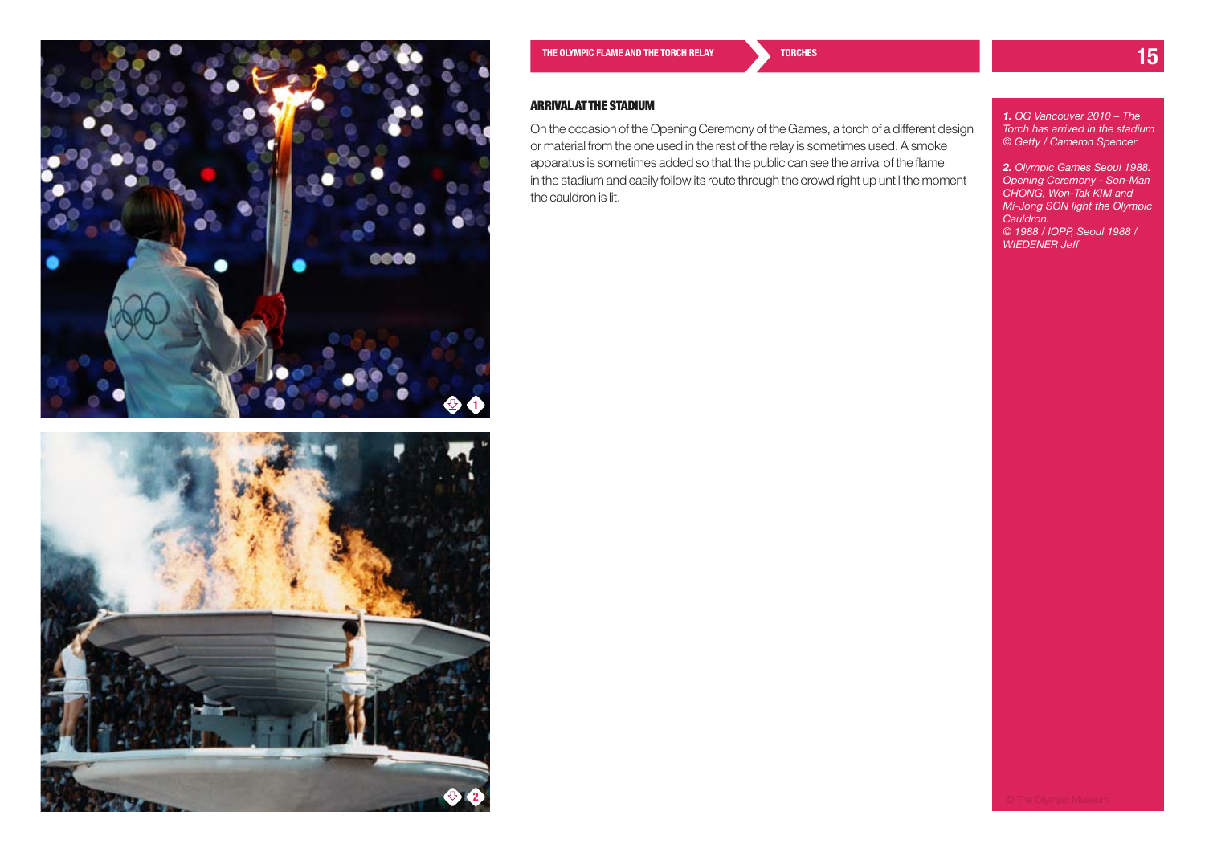## ARRIVAL AT THE STADIUM

On the occasion of the Opening Ceremony of the Games, a torch of a different design or material from the one used in the rest of the relay is sometimes used. A smoke apparatus is sometimes added so that the public can see the arrival of the flame in the stadium and easily follow its route through the crowd right up until the moment the cauldron is lit.

***1.** OG Vancouver 2010 – The Torch has arrived in the stadium © Getty / Cameron Spencer*

***2.** Olympic Games Seoul 1988. Opening Ceremony - Son-Man CHONG, Won-Tak KIM and Mi-Jong SON light the Olympic Cauldron.*
*© 1988 / IOPP, Seoul 1988 / WIEDENER Jeff*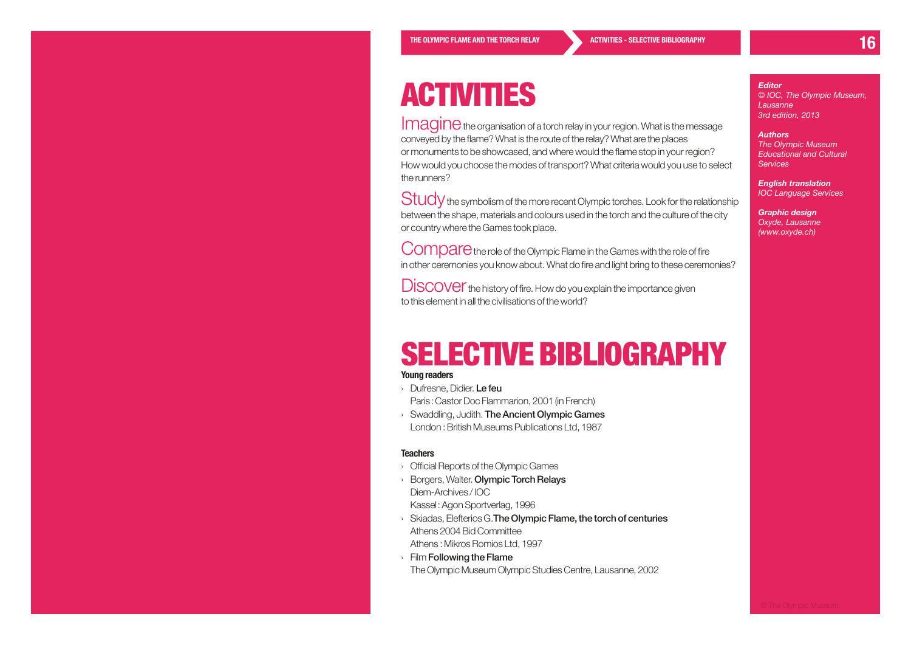# ACTIVITIES

**Imagine** the organisation of a torch relay in your region. What is the message conveyed by the flame? What is the route of the relay? What are the places or monuments to be showcased, and where would the flame stop in your region? How would you choose the modes of transport? What criteria would you use to select the runners?

**Study** the symbolism of the more recent Olympic torches. Look for the relationship between the shape, materials and colours used in the torch and the culture of the city or country where the Games took place.

**Compare** the role of the Olympic Flame in the Games with the role of fire in other ceremonies you know about. What do fire and light bring to these ceremonies?

**Discover** the history of fire. How do you explain the importance given to this element in all the civilisations of the world?

# SELECTIVE BIBLIOGRAPHY

**Young readers**

- Dufresne, Didier. **Le feu**
  Paris : Castor Doc Flammarion, 2001 (in French)
- Swaddling, Judith. **The Ancient Olympic Games**
  London : British Museums Publications Ltd, 1987

**Teachers**

- Official Reports of the Olympic Games
- Borgers, Walter. **Olympic Torch Relays**
  Diem-Archives / IOC
  Kassel : Agon Sportverlag, 1996
- Skiadas, Elefterios G. **The Olympic Flame, the torch of centuries**
  Athens 2004 Bid Committee
  Athens : Mikros Romios Ltd, 1997
- Film **Following the Flame**
  The Olympic Museum Olympic Studies Centre, Lausanne, 2002

***Editor***
*© IOC, The Olympic Museum, Lausanne*
*3rd edition, 2013*

***Authors***
*The Olympic Museum Educational and Cultural Services*

***English translation***
*IOC Language Services*

***Graphic design***
*Oxyde, Lausanne (www.oxyde.ch)*